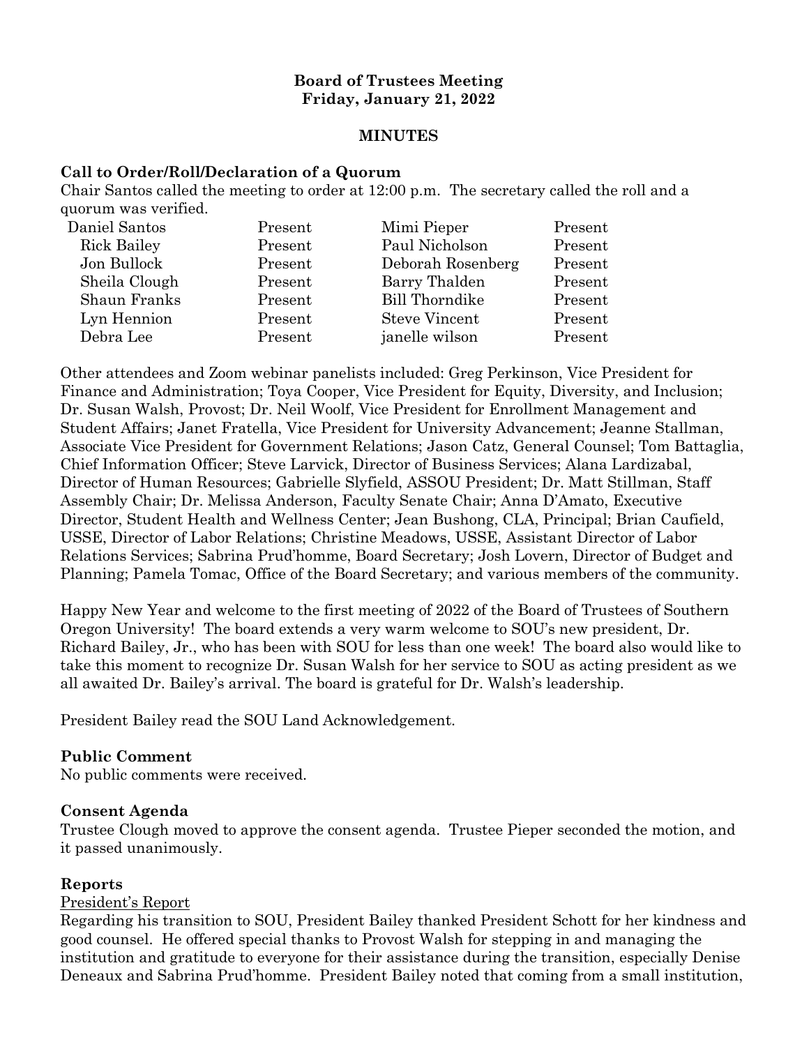**Board of Trustees Meeting**
**Friday, January 21, 2022**

**MINUTES**

### Call to Order/Roll/Declaration of a Quorum

Chair Santos called the meeting to order at 12:00 p.m. The secretary called the roll and a quorum was verified.

| | | | |
|---|---|---|---|
| Daniel Santos | Present | Mimi Pieper | Present |
| Rick Bailey | Present | Paul Nicholson | Present |
| Jon Bullock | Present | Deborah Rosenberg | Present |
| Sheila Clough | Present | Barry Thalden | Present |
| Shaun Franks | Present | Bill Thorndike | Present |
| Lyn Hennion | Present | Steve Vincent | Present |
| Debra Lee | Present | janelle wilson | Present |

Other attendees and Zoom webinar panelists included: Greg Perkinson, Vice President for Finance and Administration; Toya Cooper, Vice President for Equity, Diversity, and Inclusion; Dr. Susan Walsh, Provost; Dr. Neil Woolf, Vice President for Enrollment Management and Student Affairs; Janet Fratella, Vice President for University Advancement; Jeanne Stallman, Associate Vice President for Government Relations; Jason Catz, General Counsel; Tom Battaglia, Chief Information Officer; Steve Larvick, Director of Business Services; Alana Lardizabal, Director of Human Resources; Gabrielle Slyfield, ASSOU President; Dr. Matt Stillman, Staff Assembly Chair; Dr. Melissa Anderson, Faculty Senate Chair; Anna D'Amato, Executive Director, Student Health and Wellness Center; Jean Bushong, CLA, Principal; Brian Caufield, USSE, Director of Labor Relations; Christine Meadows, USSE, Assistant Director of Labor Relations Services; Sabrina Prud'homme, Board Secretary; Josh Lovern, Director of Budget and Planning; Pamela Tomac, Office of the Board Secretary; and various members of the community.

Happy New Year and welcome to the first meeting of 2022 of the Board of Trustees of Southern Oregon University! The board extends a very warm welcome to SOU's new president, Dr. Richard Bailey, Jr., who has been with SOU for less than one week! The board also would like to take this moment to recognize Dr. Susan Walsh for her service to SOU as acting president as we all awaited Dr. Bailey's arrival. The board is grateful for Dr. Walsh's leadership.

President Bailey read the SOU Land Acknowledgement.

### Public Comment

No public comments were received.

### Consent Agenda

Trustee Clough moved to approve the consent agenda. Trustee Pieper seconded the motion, and it passed unanimously.

### Reports

<u>President's Report</u>

Regarding his transition to SOU, President Bailey thanked President Schott for her kindness and good counsel. He offered special thanks to Provost Walsh for stepping in and managing the institution and gratitude to everyone for their assistance during the transition, especially Denise Deneaux and Sabrina Prud'homme. President Bailey noted that coming from a small institution,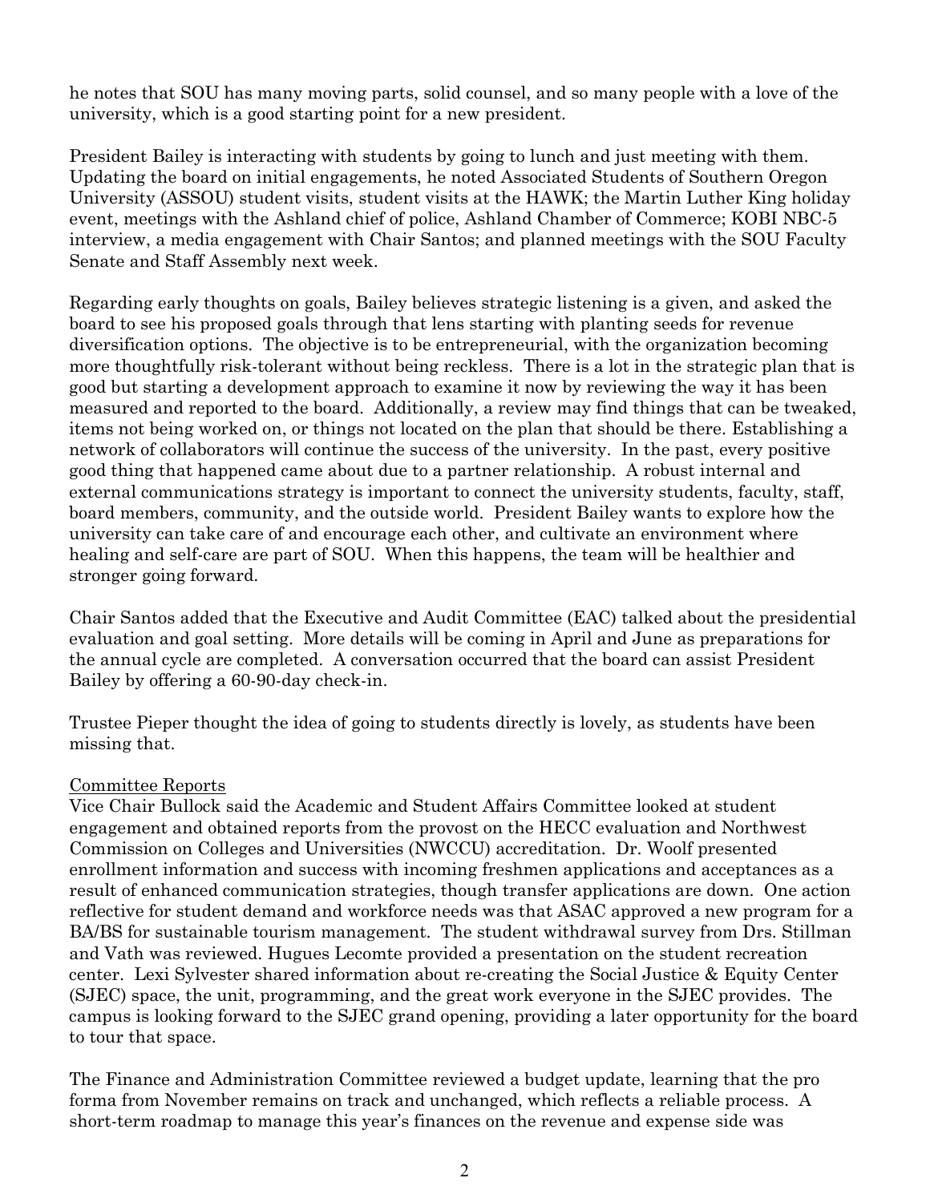he notes that SOU has many moving parts, solid counsel, and so many people with a love of the university, which is a good starting point for a new president.

President Bailey is interacting with students by going to lunch and just meeting with them. Updating the board on initial engagements, he noted Associated Students of Southern Oregon University (ASSOU) student visits, student visits at the HAWK; the Martin Luther King holiday event, meetings with the Ashland chief of police, Ashland Chamber of Commerce; KOBI NBC-5 interview, a media engagement with Chair Santos; and planned meetings with the SOU Faculty Senate and Staff Assembly next week.

Regarding early thoughts on goals, Bailey believes strategic listening is a given, and asked the board to see his proposed goals through that lens starting with planting seeds for revenue diversification options. The objective is to be entrepreneurial, with the organization becoming more thoughtfully risk-tolerant without being reckless. There is a lot in the strategic plan that is good but starting a development approach to examine it now by reviewing the way it has been measured and reported to the board. Additionally, a review may find things that can be tweaked, items not being worked on, or things not located on the plan that should be there. Establishing a network of collaborators will continue the success of the university. In the past, every positive good thing that happened came about due to a partner relationship. A robust internal and external communications strategy is important to connect the university students, faculty, staff, board members, community, and the outside world. President Bailey wants to explore how the university can take care of and encourage each other, and cultivate an environment where healing and self-care are part of SOU. When this happens, the team will be healthier and stronger going forward.

Chair Santos added that the Executive and Audit Committee (EAC) talked about the presidential evaluation and goal setting. More details will be coming in April and June as preparations for the annual cycle are completed. A conversation occurred that the board can assist President Bailey by offering a 60-90-day check-in.

Trustee Pieper thought the idea of going to students directly is lovely, as students have been missing that.

Committee Reports

Vice Chair Bullock said the Academic and Student Affairs Committee looked at student engagement and obtained reports from the provost on the HECC evaluation and Northwest Commission on Colleges and Universities (NWCCU) accreditation. Dr. Woolf presented enrollment information and success with incoming freshmen applications and acceptances as a result of enhanced communication strategies, though transfer applications are down. One action reflective for student demand and workforce needs was that ASAC approved a new program for a BA/BS for sustainable tourism management. The student withdrawal survey from Drs. Stillman and Vath was reviewed. Hugues Lecomte provided a presentation on the student recreation center. Lexi Sylvester shared information about re-creating the Social Justice & Equity Center (SJEC) space, the unit, programming, and the great work everyone in the SJEC provides. The campus is looking forward to the SJEC grand opening, providing a later opportunity for the board to tour that space.

The Finance and Administration Committee reviewed a budget update, learning that the pro forma from November remains on track and unchanged, which reflects a reliable process. A short-term roadmap to manage this year's finances on the revenue and expense side was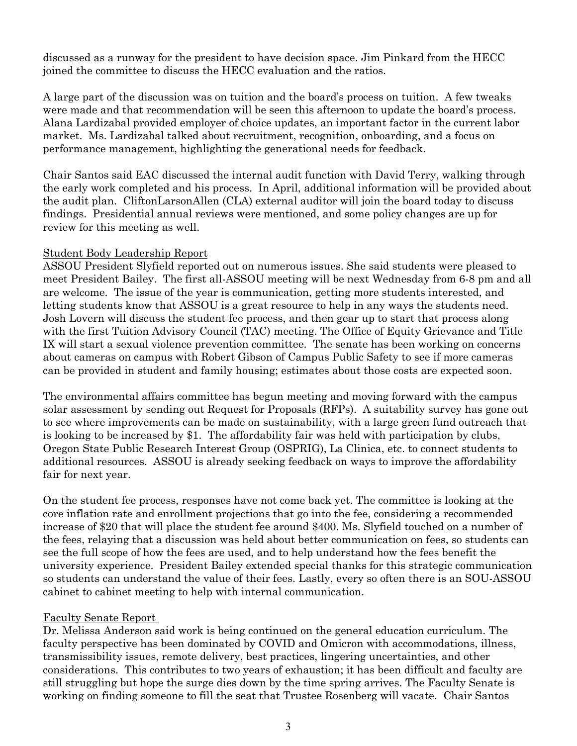discussed as a runway for the president to have decision space. Jim Pinkard from the HECC joined the committee to discuss the HECC evaluation and the ratios.

A large part of the discussion was on tuition and the board's process on tuition. A few tweaks were made and that recommendation will be seen this afternoon to update the board's process. Alana Lardizabal provided employer of choice updates, an important factor in the current labor market. Ms. Lardizabal talked about recruitment, recognition, onboarding, and a focus on performance management, highlighting the generational needs for feedback.

Chair Santos said EAC discussed the internal audit function with David Terry, walking through the early work completed and his process. In April, additional information will be provided about the audit plan. CliftonLarsonAllen (CLA) external auditor will join the board today to discuss findings. Presidential annual reviews were mentioned, and some policy changes are up for review for this meeting as well.

Student Body Leadership Report

ASSOU President Slyfield reported out on numerous issues. She said students were pleased to meet President Bailey. The first all-ASSOU meeting will be next Wednesday from 6-8 pm and all are welcome. The issue of the year is communication, getting more students interested, and letting students know that ASSOU is a great resource to help in any ways the students need. Josh Lovern will discuss the student fee process, and then gear up to start that process along with the first Tuition Advisory Council (TAC) meeting. The Office of Equity Grievance and Title IX will start a sexual violence prevention committee. The senate has been working on concerns about cameras on campus with Robert Gibson of Campus Public Safety to see if more cameras can be provided in student and family housing; estimates about those costs are expected soon.

The environmental affairs committee has begun meeting and moving forward with the campus solar assessment by sending out Request for Proposals (RFPs). A suitability survey has gone out to see where improvements can be made on sustainability, with a large green fund outreach that is looking to be increased by $1. The affordability fair was held with participation by clubs, Oregon State Public Research Interest Group (OSPRIG), La Clinica, etc. to connect students to additional resources. ASSOU is already seeking feedback on ways to improve the affordability fair for next year.

On the student fee process, responses have not come back yet. The committee is looking at the core inflation rate and enrollment projections that go into the fee, considering a recommended increase of $20 that will place the student fee around $400. Ms. Slyfield touched on a number of the fees, relaying that a discussion was held about better communication on fees, so students can see the full scope of how the fees are used, and to help understand how the fees benefit the university experience. President Bailey extended special thanks for this strategic communication so students can understand the value of their fees. Lastly, every so often there is an SOU-ASSOU cabinet to cabinet meeting to help with internal communication.

Faculty Senate Report

Dr. Melissa Anderson said work is being continued on the general education curriculum. The faculty perspective has been dominated by COVID and Omicron with accommodations, illness, transmissibility issues, remote delivery, best practices, lingering uncertainties, and other considerations. This contributes to two years of exhaustion; it has been difficult and faculty are still struggling but hope the surge dies down by the time spring arrives. The Faculty Senate is working on finding someone to fill the seat that Trustee Rosenberg will vacate. Chair Santos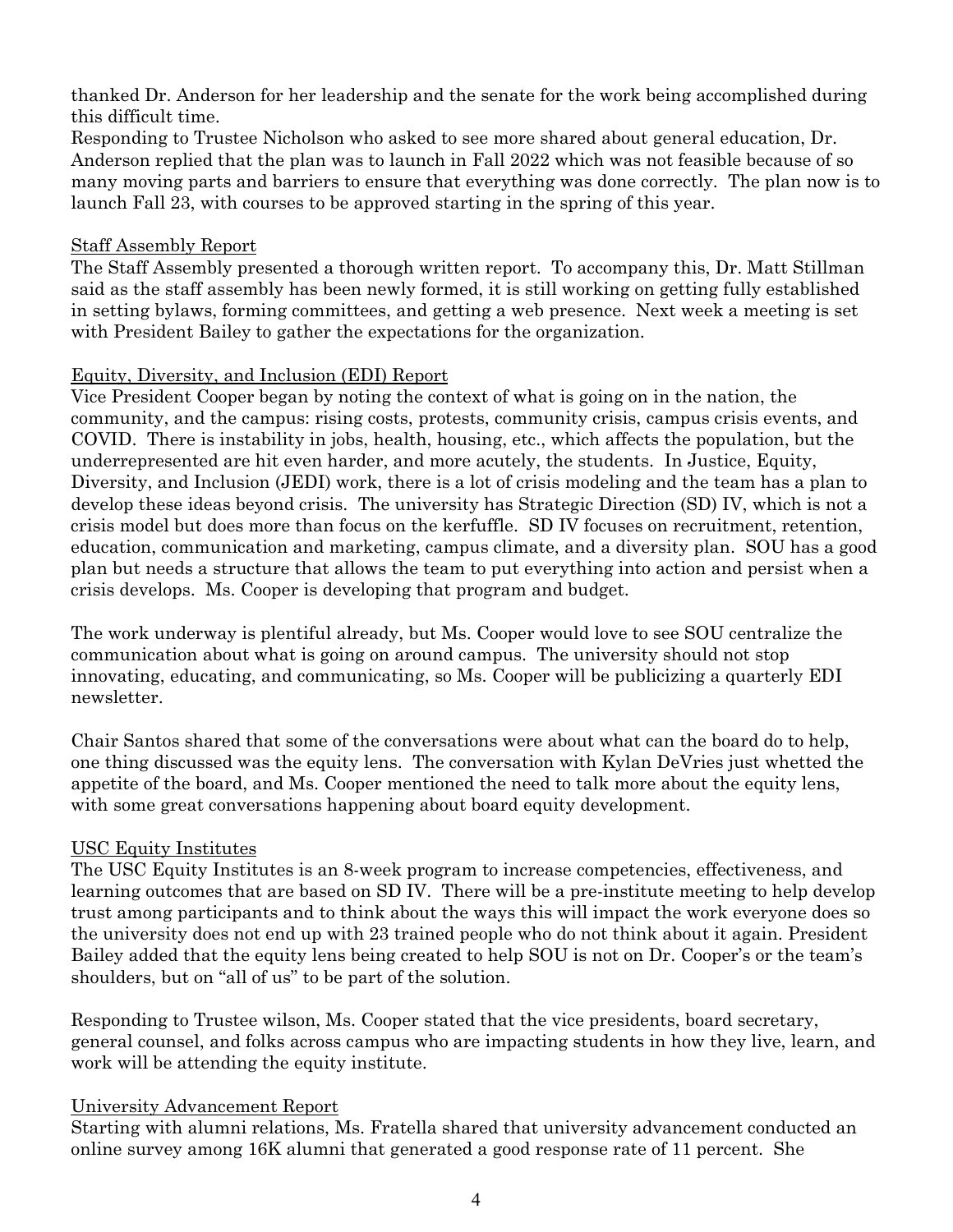thanked Dr. Anderson for her leadership and the senate for the work being accomplished during this difficult time.

Responding to Trustee Nicholson who asked to see more shared about general education, Dr. Anderson replied that the plan was to launch in Fall 2022 which was not feasible because of so many moving parts and barriers to ensure that everything was done correctly. The plan now is to launch Fall 23, with courses to be approved starting in the spring of this year.

<u>Staff Assembly Report</u>

The Staff Assembly presented a thorough written report. To accompany this, Dr. Matt Stillman said as the staff assembly has been newly formed, it is still working on getting fully established in setting bylaws, forming committees, and getting a web presence. Next week a meeting is set with President Bailey to gather the expectations for the organization.

<u>Equity, Diversity, and Inclusion (EDI) Report</u>

Vice President Cooper began by noting the context of what is going on in the nation, the community, and the campus: rising costs, protests, community crisis, campus crisis events, and COVID. There is instability in jobs, health, housing, etc., which affects the population, but the underrepresented are hit even harder, and more acutely, the students. In Justice, Equity, Diversity, and Inclusion (JEDI) work, there is a lot of crisis modeling and the team has a plan to develop these ideas beyond crisis. The university has Strategic Direction (SD) IV, which is not a crisis model but does more than focus on the kerfuffle. SD IV focuses on recruitment, retention, education, communication and marketing, campus climate, and a diversity plan. SOU has a good plan but needs a structure that allows the team to put everything into action and persist when a crisis develops. Ms. Cooper is developing that program and budget.

The work underway is plentiful already, but Ms. Cooper would love to see SOU centralize the communication about what is going on around campus. The university should not stop innovating, educating, and communicating, so Ms. Cooper will be publicizing a quarterly EDI newsletter.

Chair Santos shared that some of the conversations were about what can the board do to help, one thing discussed was the equity lens. The conversation with Kylan DeVries just whetted the appetite of the board, and Ms. Cooper mentioned the need to talk more about the equity lens, with some great conversations happening about board equity development.

<u>USC Equity Institutes</u>

The USC Equity Institutes is an 8-week program to increase competencies, effectiveness, and learning outcomes that are based on SD IV. There will be a pre-institute meeting to help develop trust among participants and to think about the ways this will impact the work everyone does so the university does not end up with 23 trained people who do not think about it again. President Bailey added that the equity lens being created to help SOU is not on Dr. Cooper's or the team's shoulders, but on "all of us" to be part of the solution.

Responding to Trustee wilson, Ms. Cooper stated that the vice presidents, board secretary, general counsel, and folks across campus who are impacting students in how they live, learn, and work will be attending the equity institute.

<u>University Advancement Report</u>

Starting with alumni relations, Ms. Fratella shared that university advancement conducted an online survey among 16K alumni that generated a good response rate of 11 percent. She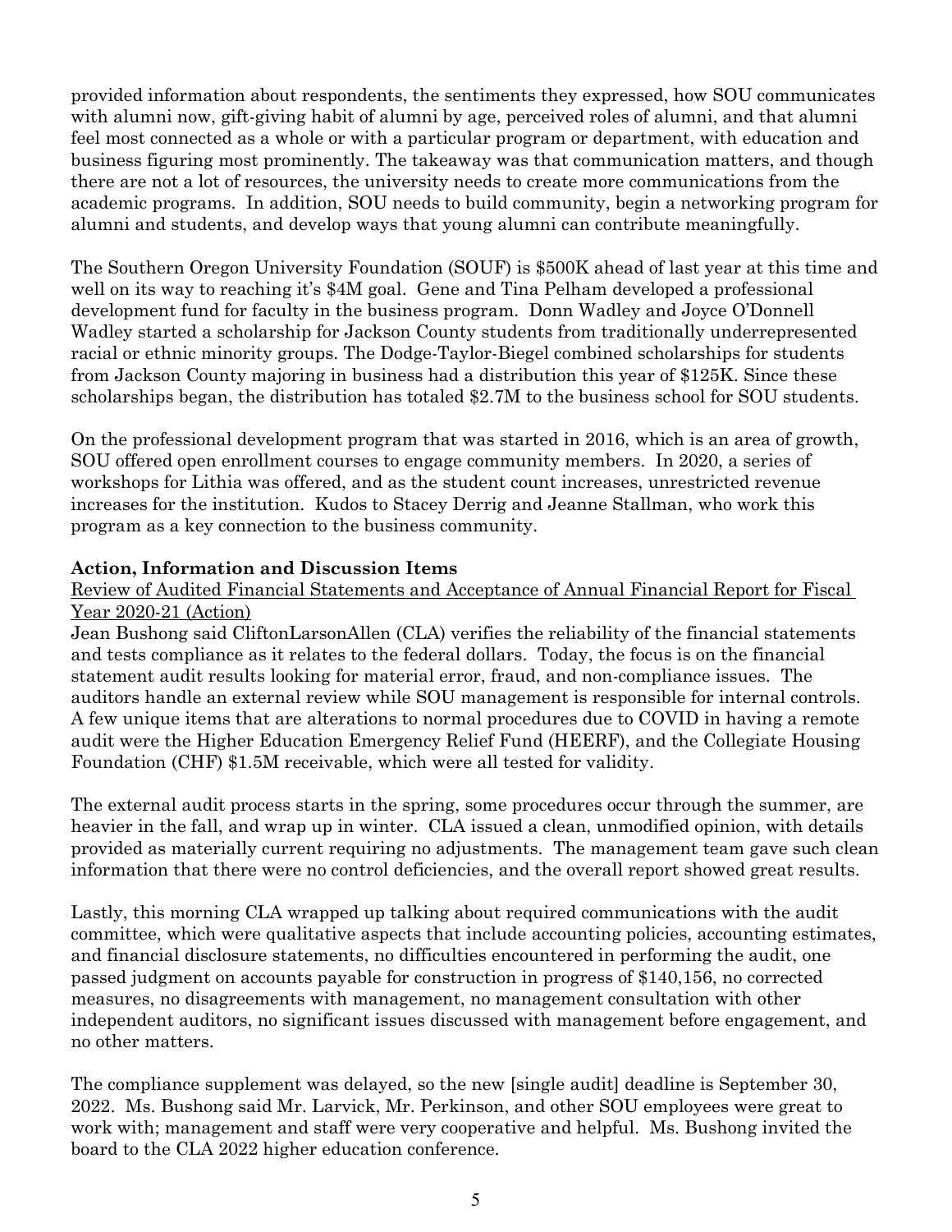provided information about respondents, the sentiments they expressed, how SOU communicates with alumni now, gift-giving habit of alumni by age, perceived roles of alumni, and that alumni feel most connected as a whole or with a particular program or department, with education and business figuring most prominently. The takeaway was that communication matters, and though there are not a lot of resources, the university needs to create more communications from the academic programs. In addition, SOU needs to build community, begin a networking program for alumni and students, and develop ways that young alumni can contribute meaningfully.

The Southern Oregon University Foundation (SOUF) is $500K ahead of last year at this time and well on its way to reaching it's $4M goal. Gene and Tina Pelham developed a professional development fund for faculty in the business program. Donn Wadley and Joyce O'Donnell Wadley started a scholarship for Jackson County students from traditionally underrepresented racial or ethnic minority groups. The Dodge-Taylor-Biegel combined scholarships for students from Jackson County majoring in business had a distribution this year of $125K. Since these scholarships began, the distribution has totaled $2.7M to the business school for SOU students.

On the professional development program that was started in 2016, which is an area of growth, SOU offered open enrollment courses to engage community members. In 2020, a series of workshops for Lithia was offered, and as the student count increases, unrestricted revenue increases for the institution. Kudos to Stacey Derrig and Jeanne Stallman, who work this program as a key connection to the business community.

**Action, Information and Discussion Items**

Review of Audited Financial Statements and Acceptance of Annual Financial Report for Fiscal Year 2020-21 (Action)

Jean Bushong said CliftonLarsonAllen (CLA) verifies the reliability of the financial statements and tests compliance as it relates to the federal dollars. Today, the focus is on the financial statement audit results looking for material error, fraud, and non-compliance issues. The auditors handle an external review while SOU management is responsible for internal controls. A few unique items that are alterations to normal procedures due to COVID in having a remote audit were the Higher Education Emergency Relief Fund (HEERF), and the Collegiate Housing Foundation (CHF) $1.5M receivable, which were all tested for validity.

The external audit process starts in the spring, some procedures occur through the summer, are heavier in the fall, and wrap up in winter. CLA issued a clean, unmodified opinion, with details provided as materially current requiring no adjustments. The management team gave such clean information that there were no control deficiencies, and the overall report showed great results.

Lastly, this morning CLA wrapped up talking about required communications with the audit committee, which were qualitative aspects that include accounting policies, accounting estimates, and financial disclosure statements, no difficulties encountered in performing the audit, one passed judgment on accounts payable for construction in progress of $140,156, no corrected measures, no disagreements with management, no management consultation with other independent auditors, no significant issues discussed with management before engagement, and no other matters.

The compliance supplement was delayed, so the new [single audit] deadline is September 30, 2022. Ms. Bushong said Mr. Larvick, Mr. Perkinson, and other SOU employees were great to work with; management and staff were very cooperative and helpful. Ms. Bushong invited the board to the CLA 2022 higher education conference.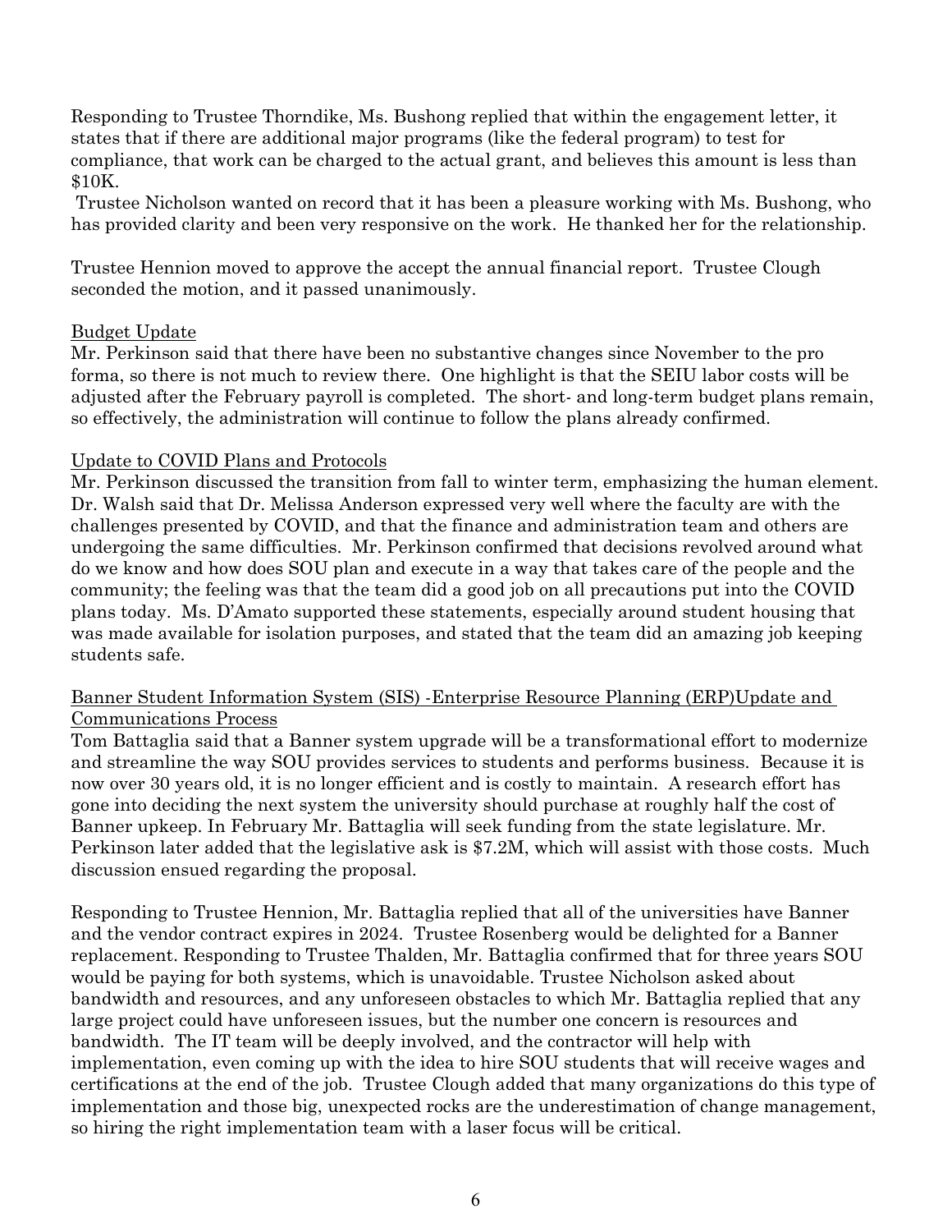Responding to Trustee Thorndike, Ms. Bushong replied that within the engagement letter, it states that if there are additional major programs (like the federal program) to test for compliance, that work can be charged to the actual grant, and believes this amount is less than $10K.

Trustee Nicholson wanted on record that it has been a pleasure working with Ms. Bushong, who has provided clarity and been very responsive on the work. He thanked her for the relationship.

Trustee Hennion moved to approve the accept the annual financial report. Trustee Clough seconded the motion, and it passed unanimously.

Budget Update

Mr. Perkinson said that there have been no substantive changes since November to the pro forma, so there is not much to review there. One highlight is that the SEIU labor costs will be adjusted after the February payroll is completed. The short- and long-term budget plans remain, so effectively, the administration will continue to follow the plans already confirmed.

Update to COVID Plans and Protocols

Mr. Perkinson discussed the transition from fall to winter term, emphasizing the human element. Dr. Walsh said that Dr. Melissa Anderson expressed very well where the faculty are with the challenges presented by COVID, and that the finance and administration team and others are undergoing the same difficulties. Mr. Perkinson confirmed that decisions revolved around what do we know and how does SOU plan and execute in a way that takes care of the people and the community; the feeling was that the team did a good job on all precautions put into the COVID plans today. Ms. D'Amato supported these statements, especially around student housing that was made available for isolation purposes, and stated that the team did an amazing job keeping students safe.

Banner Student Information System (SIS) -Enterprise Resource Planning (ERP)Update and Communications Process

Tom Battaglia said that a Banner system upgrade will be a transformational effort to modernize and streamline the way SOU provides services to students and performs business. Because it is now over 30 years old, it is no longer efficient and is costly to maintain. A research effort has gone into deciding the next system the university should purchase at roughly half the cost of Banner upkeep. In February Mr. Battaglia will seek funding from the state legislature. Mr. Perkinson later added that the legislative ask is $7.2M, which will assist with those costs. Much discussion ensued regarding the proposal.

Responding to Trustee Hennion, Mr. Battaglia replied that all of the universities have Banner and the vendor contract expires in 2024. Trustee Rosenberg would be delighted for a Banner replacement. Responding to Trustee Thalden, Mr. Battaglia confirmed that for three years SOU would be paying for both systems, which is unavoidable. Trustee Nicholson asked about bandwidth and resources, and any unforeseen obstacles to which Mr. Battaglia replied that any large project could have unforeseen issues, but the number one concern is resources and bandwidth. The IT team will be deeply involved, and the contractor will help with implementation, even coming up with the idea to hire SOU students that will receive wages and certifications at the end of the job. Trustee Clough added that many organizations do this type of implementation and those big, unexpected rocks are the underestimation of change management, so hiring the right implementation team with a laser focus will be critical.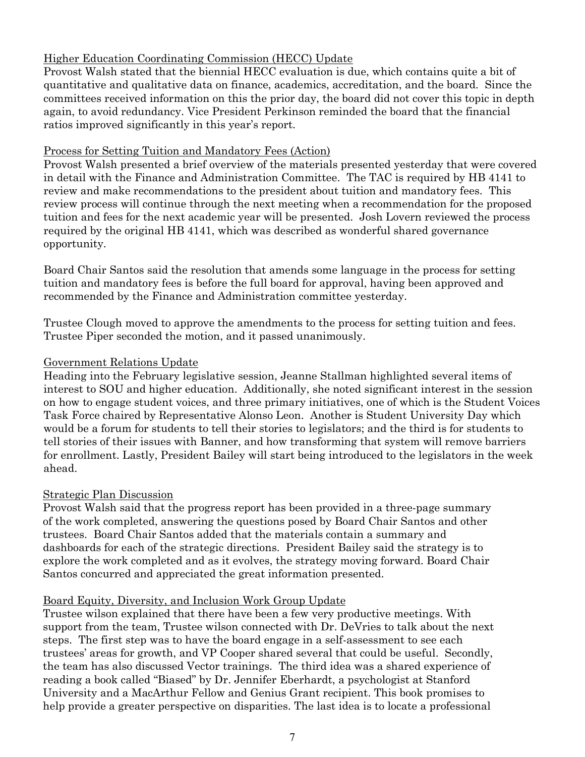<u>Higher Education Coordinating Commission (HECC) Update</u>

Provost Walsh stated that the biennial HECC evaluation is due, which contains quite a bit of quantitative and qualitative data on finance, academics, accreditation, and the board. Since the committees received information on this the prior day, the board did not cover this topic in depth again, to avoid redundancy. Vice President Perkinson reminded the board that the financial ratios improved significantly in this year's report.

<u>Process for Setting Tuition and Mandatory Fees (Action)</u>

Provost Walsh presented a brief overview of the materials presented yesterday that were covered in detail with the Finance and Administration Committee. The TAC is required by HB 4141 to review and make recommendations to the president about tuition and mandatory fees. This review process will continue through the next meeting when a recommendation for the proposed tuition and fees for the next academic year will be presented. Josh Lovern reviewed the process required by the original HB 4141, which was described as wonderful shared governance opportunity.

Board Chair Santos said the resolution that amends some language in the process for setting tuition and mandatory fees is before the full board for approval, having been approved and recommended by the Finance and Administration committee yesterday.

Trustee Clough moved to approve the amendments to the process for setting tuition and fees. Trustee Piper seconded the motion, and it passed unanimously.

<u>Government Relations Update</u>

Heading into the February legislative session, Jeanne Stallman highlighted several items of interest to SOU and higher education. Additionally, she noted significant interest in the session on how to engage student voices, and three primary initiatives, one of which is the Student Voices Task Force chaired by Representative Alonso Leon. Another is Student University Day which would be a forum for students to tell their stories to legislators; and the third is for students to tell stories of their issues with Banner, and how transforming that system will remove barriers for enrollment. Lastly, President Bailey will start being introduced to the legislators in the week ahead.

<u>Strategic Plan Discussion</u>

Provost Walsh said that the progress report has been provided in a three-page summary of the work completed, answering the questions posed by Board Chair Santos and other trustees. Board Chair Santos added that the materials contain a summary and dashboards for each of the strategic directions. President Bailey said the strategy is to explore the work completed and as it evolves, the strategy moving forward. Board Chair Santos concurred and appreciated the great information presented.

<u>Board Equity, Diversity, and Inclusion Work Group Update</u>

Trustee wilson explained that there have been a few very productive meetings. With support from the team, Trustee wilson connected with Dr. DeVries to talk about the next steps. The first step was to have the board engage in a self-assessment to see each trustees' areas for growth, and VP Cooper shared several that could be useful. Secondly, the team has also discussed Vector trainings. The third idea was a shared experience of reading a book called "Biased" by Dr. Jennifer Eberhardt, a psychologist at Stanford University and a MacArthur Fellow and Genius Grant recipient. This book promises to help provide a greater perspective on disparities. The last idea is to locate a professional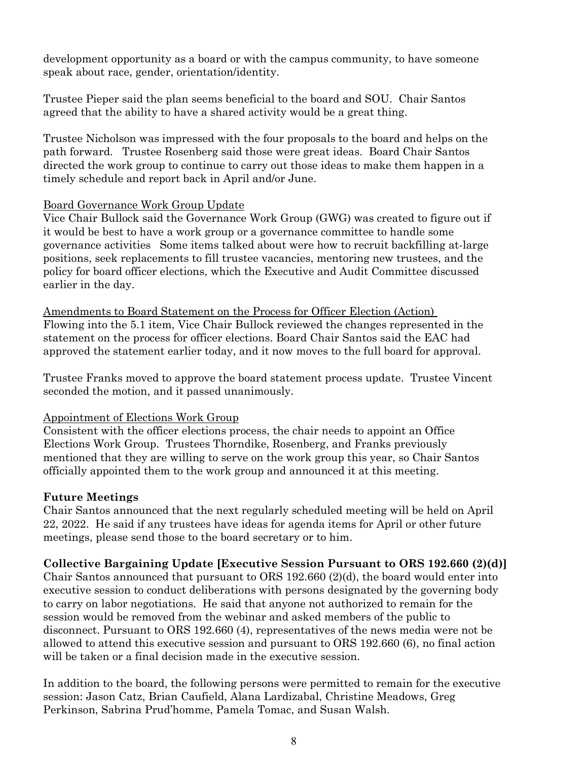development opportunity as a board or with the campus community, to have someone speak about race, gender, orientation/identity.

Trustee Pieper said the plan seems beneficial to the board and SOU. Chair Santos agreed that the ability to have a shared activity would be a great thing.

Trustee Nicholson was impressed with the four proposals to the board and helps on the path forward. Trustee Rosenberg said those were great ideas. Board Chair Santos directed the work group to continue to carry out those ideas to make them happen in a timely schedule and report back in April and/or June.

Board Governance Work Group Update

Vice Chair Bullock said the Governance Work Group (GWG) was created to figure out if it would be best to have a work group or a governance committee to handle some governance activities Some items talked about were how to recruit backfilling at-large positions, seek replacements to fill trustee vacancies, mentoring new trustees, and the policy for board officer elections, which the Executive and Audit Committee discussed earlier in the day.

Amendments to Board Statement on the Process for Officer Election (Action)

Flowing into the 5.1 item, Vice Chair Bullock reviewed the changes represented in the statement on the process for officer elections. Board Chair Santos said the EAC had approved the statement earlier today, and it now moves to the full board for approval.

Trustee Franks moved to approve the board statement process update. Trustee Vincent seconded the motion, and it passed unanimously.

Appointment of Elections Work Group

Consistent with the officer elections process, the chair needs to appoint an Office Elections Work Group. Trustees Thorndike, Rosenberg, and Franks previously mentioned that they are willing to serve on the work group this year, so Chair Santos officially appointed them to the work group and announced it at this meeting.

**Future Meetings**

Chair Santos announced that the next regularly scheduled meeting will be held on April 22, 2022. He said if any trustees have ideas for agenda items for April or other future meetings, please send those to the board secretary or to him.

**Collective Bargaining Update [Executive Session Pursuant to ORS 192.660 (2)(d)]**

Chair Santos announced that pursuant to ORS 192.660 (2)(d), the board would enter into executive session to conduct deliberations with persons designated by the governing body to carry on labor negotiations. He said that anyone not authorized to remain for the session would be removed from the webinar and asked members of the public to disconnect. Pursuant to ORS 192.660 (4), representatives of the news media were not be allowed to attend this executive session and pursuant to ORS 192.660 (6), no final action will be taken or a final decision made in the executive session.

In addition to the board, the following persons were permitted to remain for the executive session: Jason Catz, Brian Caufield, Alana Lardizabal, Christine Meadows, Greg Perkinson, Sabrina Prud'homme, Pamela Tomac, and Susan Walsh.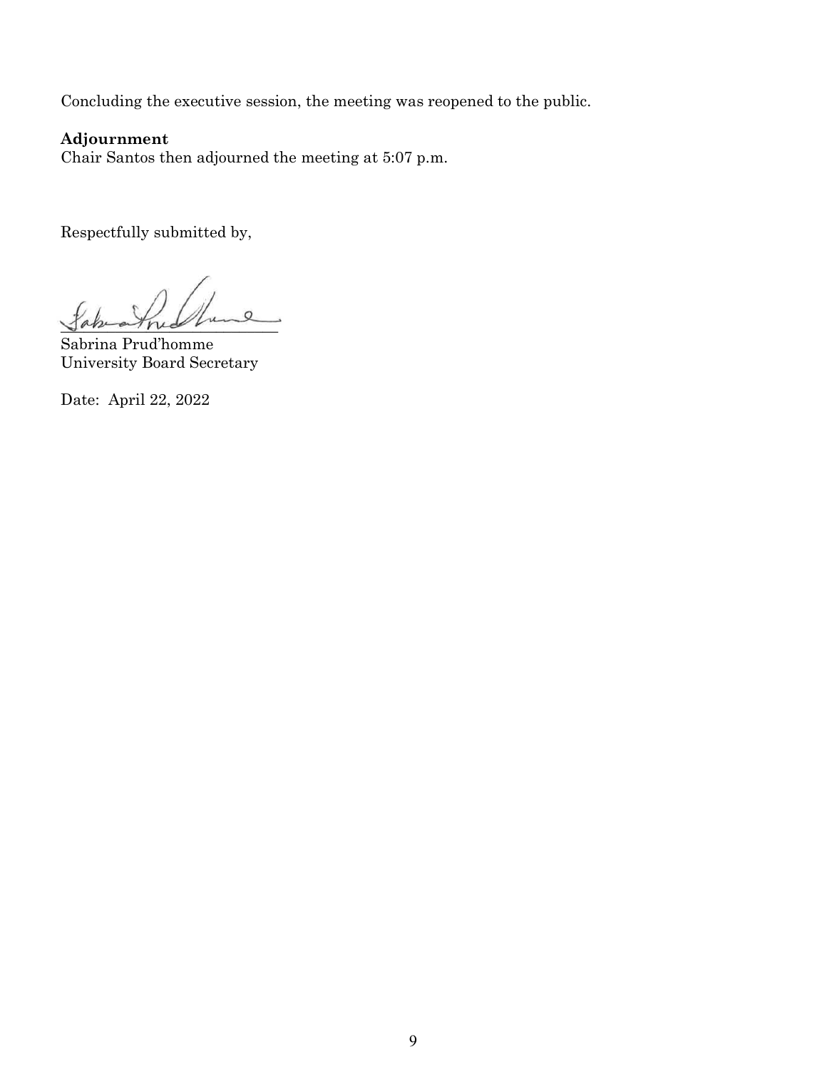Concluding the executive session, the meeting was reopened to the public.

**Adjournment**
Chair Santos then adjourned the meeting at 5:07 p.m.

Respectfully submitted by,

Sabrina Prud'homme
University Board Secretary

Date: April 22, 2022